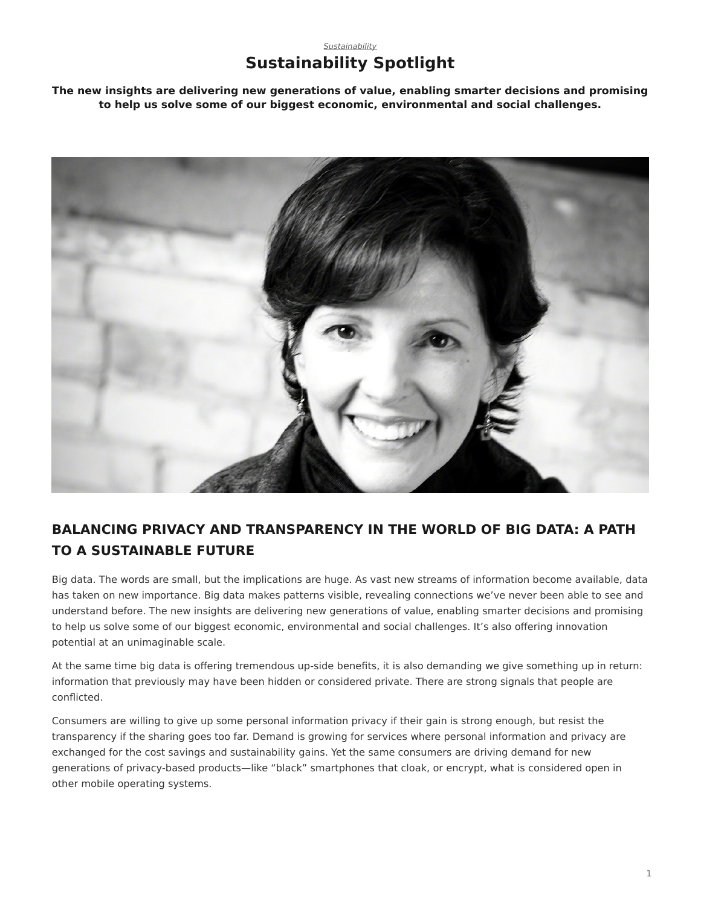*Sustainability*

# Sustainability Spotlight

**The new insights are delivering new generations of value, enabling smarter decisions and promising to help us solve some of our biggest economic, environmental and social challenges.**

## BALANCING PRIVACY AND TRANSPARENCY IN THE WORLD OF BIG DATA: A PATH TO A SUSTAINABLE FUTURE

Big data. The words are small, but the implications are huge. As vast new streams of information become available, data has taken on new importance. Big data makes patterns visible, revealing connections we've never been able to see and understand before. The new insights are delivering new generations of value, enabling smarter decisions and promising to help us solve some of our biggest economic, environmental and social challenges. It's also offering innovation potential at an unimaginable scale.

At the same time big data is offering tremendous up-side benefits, it is also demanding we give something up in return: information that previously may have been hidden or considered private. There are strong signals that people are conflicted.

Consumers are willing to give up some personal information privacy if their gain is strong enough, but resist the transparency if the sharing goes too far. Demand is growing for services where personal information and privacy are exchanged for the cost savings and sustainability gains. Yet the same consumers are driving demand for new generations of privacy-based products—like "black" smartphones that cloak, or encrypt, what is considered open in other mobile operating systems.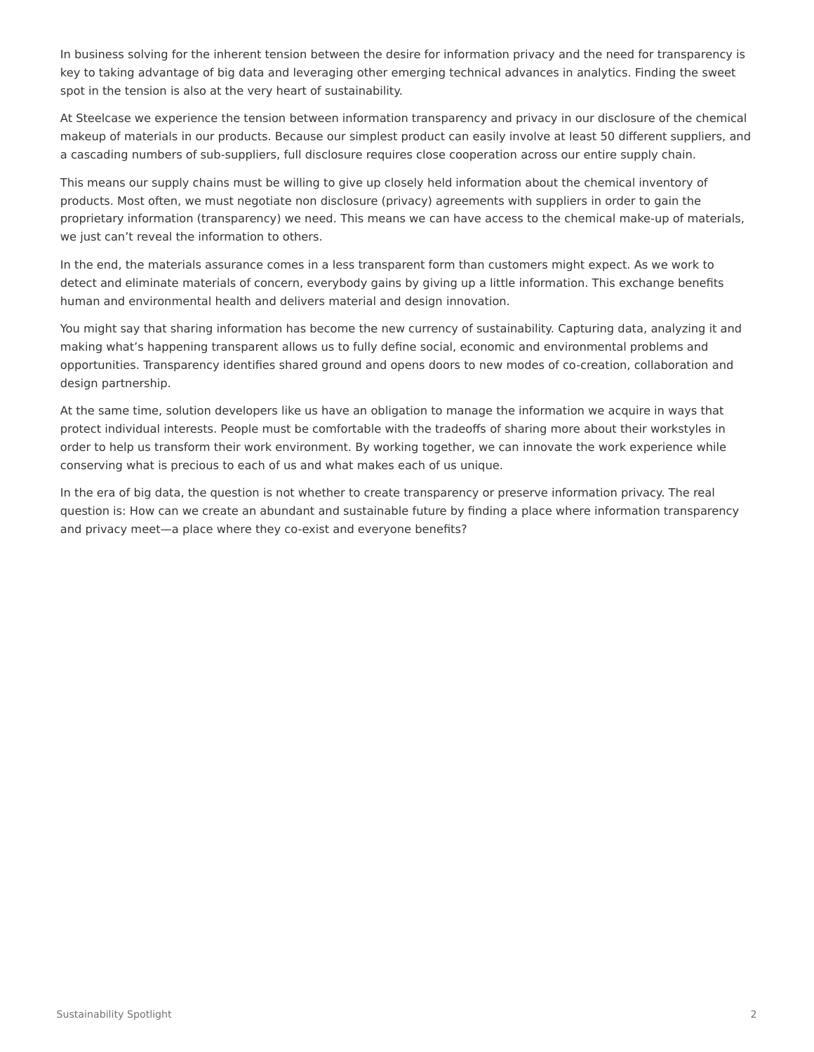In business solving for the inherent tension between the desire for information privacy and the need for transparency is key to taking advantage of big data and leveraging other emerging technical advances in analytics. Finding the sweet spot in the tension is also at the very heart of sustainability.

At Steelcase we experience the tension between information transparency and privacy in our disclosure of the chemical makeup of materials in our products. Because our simplest product can easily involve at least 50 different suppliers, and a cascading numbers of sub-suppliers, full disclosure requires close cooperation across our entire supply chain.

This means our supply chains must be willing to give up closely held information about the chemical inventory of products. Most often, we must negotiate non disclosure (privacy) agreements with suppliers in order to gain the proprietary information (transparency) we need. This means we can have access to the chemical make-up of materials, we just can't reveal the information to others.

In the end, the materials assurance comes in a less transparent form than customers might expect. As we work to detect and eliminate materials of concern, everybody gains by giving up a little information. This exchange benefits human and environmental health and delivers material and design innovation.

You might say that sharing information has become the new currency of sustainability. Capturing data, analyzing it and making what's happening transparent allows us to fully define social, economic and environmental problems and opportunities. Transparency identifies shared ground and opens doors to new modes of co-creation, collaboration and design partnership.

At the same time, solution developers like us have an obligation to manage the information we acquire in ways that protect individual interests. People must be comfortable with the tradeoffs of sharing more about their workstyles in order to help us transform their work environment. By working together, we can innovate the work experience while conserving what is precious to each of us and what makes each of us unique.

In the era of big data, the question is not whether to create transparency or preserve information privacy. The real question is: How can we create an abundant and sustainable future by finding a place where information transparency and privacy meet—a place where they co-exist and everyone benefits?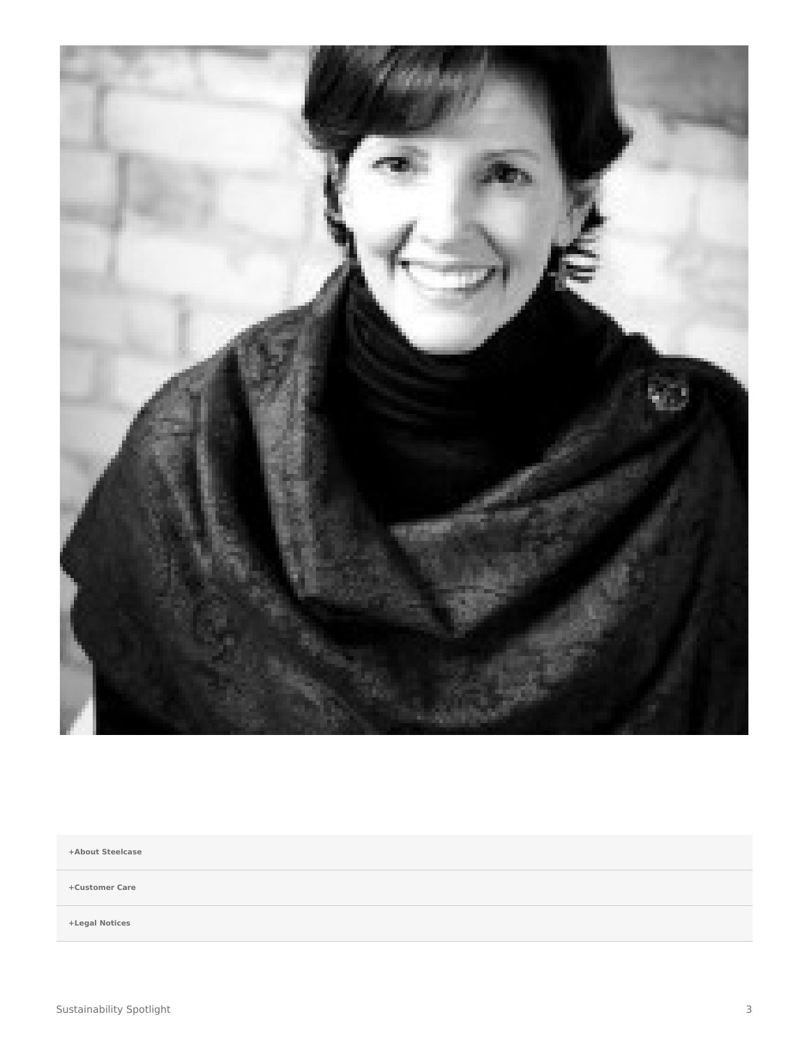+About Steelcase

+Customer Care

+Legal Notices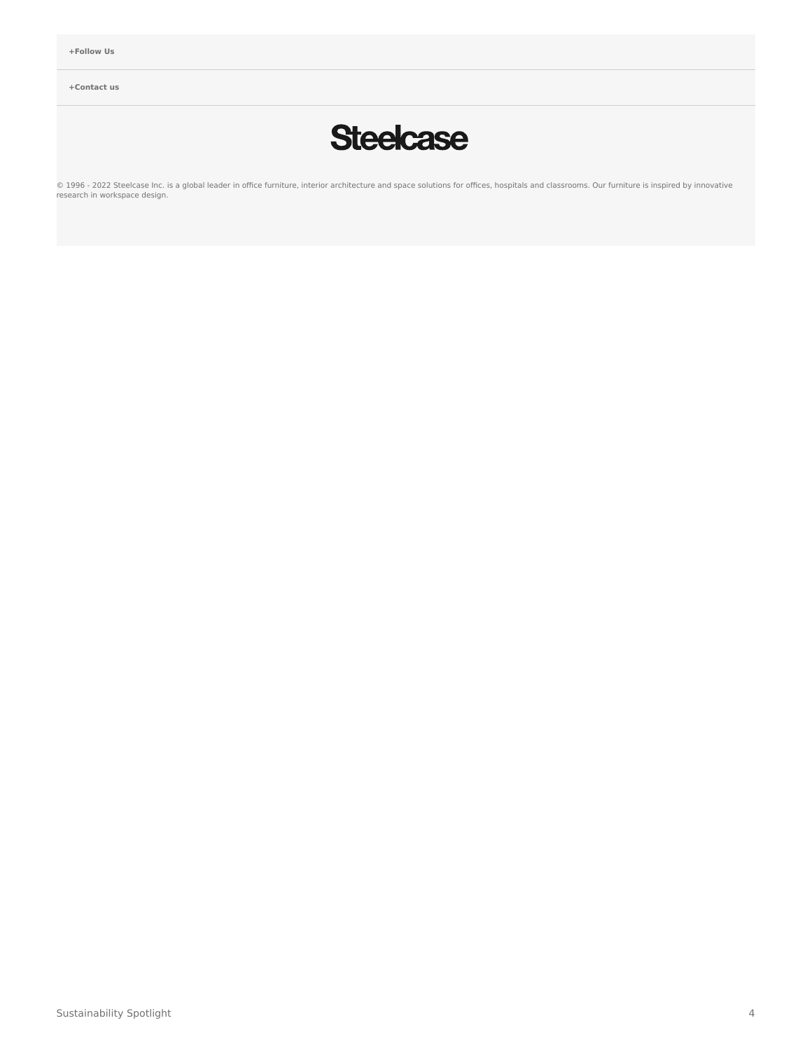**+Follow Us**

**+Contact us**

Steelcase

© 1996 - 2022 Steelcase Inc. is a global leader in office furniture, interior architecture and space solutions for offices, hospitals and classrooms. Our furniture is inspired by innovative research in workspace design.